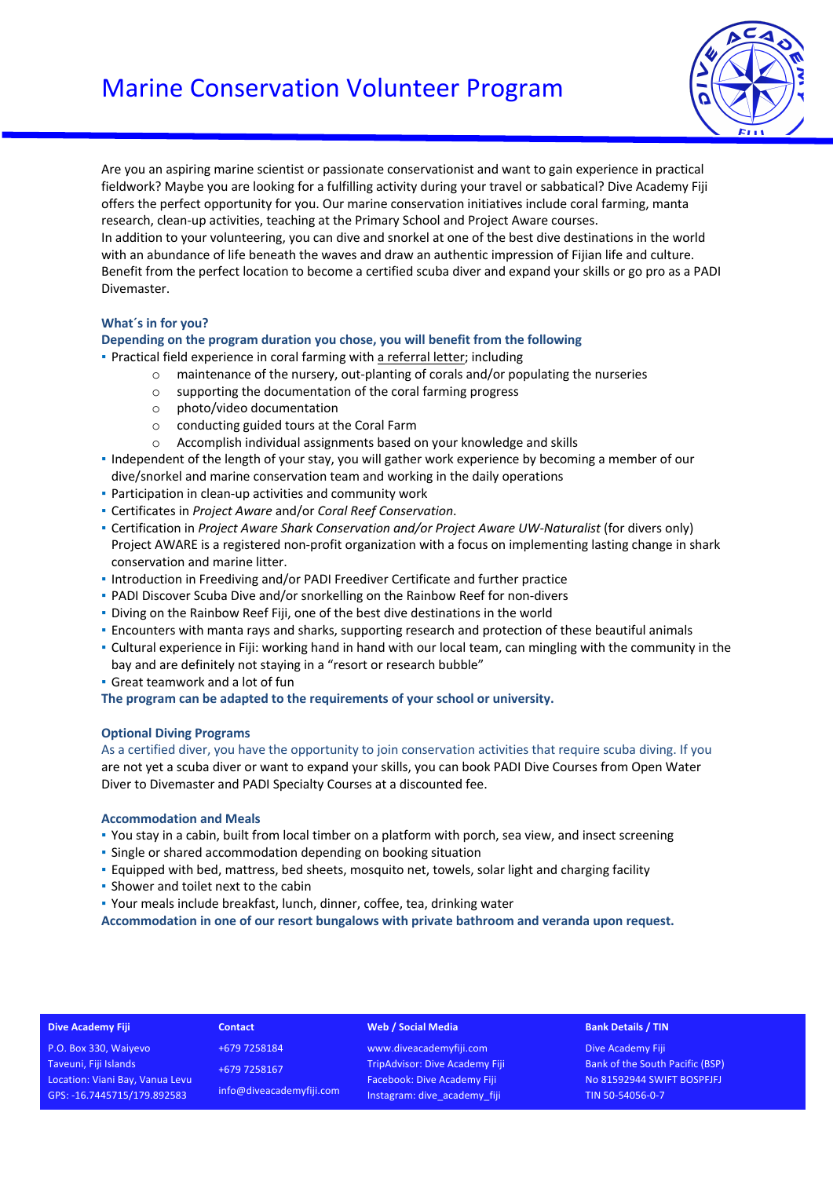# Marine Conservation Volunteer Program

Are you an aspiring marine scientist or passionate conservationist and want to gain experience in practical fieldwork? Maybe you are looking for a fulfilling activity during your travel or sabbatical? Dive Academy Fiji offers the perfect opportunity for you. Our marine conservation initiatives include coral farming, manta research, clean-up activities, teaching at the Primary School and Project Aware courses.
In addition to your volunteering, you can dive and snorkel at one of the best dive destinations in the world with an abundance of life beneath the waves and draw an authentic impression of Fijian life and culture. Benefit from the perfect location to become a certified scuba diver and expand your skills or go pro as a PADI Divemaster.

### What´s in for you?

**Depending on the program duration you chose, you will benefit from the following**

- Practical field experience in coral farming with a referral letter; including
  - maintenance of the nursery, out-planting of corals and/or populating the nurseries
  - supporting the documentation of the coral farming progress
  - photo/video documentation
  - conducting guided tours at the Coral Farm
  - Accomplish individual assignments based on your knowledge and skills
- Independent of the length of your stay, you will gather work experience by becoming a member of our dive/snorkel and marine conservation team and working in the daily operations
- Participation in clean-up activities and community work
- Certificates in *Project Aware* and/or *Coral Reef Conservation*.
- Certification in *Project Aware Shark Conservation and/or Project Aware UW-Naturalist* (for divers only) Project AWARE is a registered non-profit organization with a focus on implementing lasting change in shark conservation and marine litter.
- Introduction in Freediving and/or PADI Freediver Certificate and further practice
- PADI Discover Scuba Dive and/or snorkelling on the Rainbow Reef for non-divers
- Diving on the Rainbow Reef Fiji, one of the best dive destinations in the world
- Encounters with manta rays and sharks, supporting research and protection of these beautiful animals
- Cultural experience in Fiji: working hand in hand with our local team, can mingling with the community in the bay and are definitely not staying in a "resort or research bubble"
- Great teamwork and a lot of fun

**The program can be adapted to the requirements of your school or university.**

### Optional Diving Programs

As a certified diver, you have the opportunity to join conservation activities that require scuba diving. If you are not yet a scuba diver or want to expand your skills, you can book PADI Dive Courses from Open Water Diver to Divemaster and PADI Specialty Courses at a discounted fee.

### Accommodation and Meals

- You stay in a cabin, built from local timber on a platform with porch, sea view, and insect screening
- Single or shared accommodation depending on booking situation
- Equipped with bed, mattress, bed sheets, mosquito net, towels, solar light and charging facility
- Shower and toilet next to the cabin
- Your meals include breakfast, lunch, dinner, coffee, tea, drinking water

**Accommodation in one of our resort bungalows with private bathroom and veranda upon request.**

| Dive Academy Fiji | Contact | Web / Social Media | Bank Details / TIN |
|---|---|---|---|
| P.O. Box 330, Waiyevo<br>Taveuni, Fiji Islands<br>Location: Viani Bay, Vanua Levu<br>GPS: -16.7445715/179.892583 | +679 7258184<br>+679 7258167<br>info@diveacademyfiji.com | www.diveacademyfiji.com<br>TripAdvisor: Dive Academy Fiji<br>Facebook: Dive Academy Fiji<br>Instagram: dive_academy_fiji | Dive Academy Fiji<br>Bank of the South Pacific (BSP)<br>No 81592944 SWIFT BOSPFJFJ<br>TIN 50-54056-0-7 |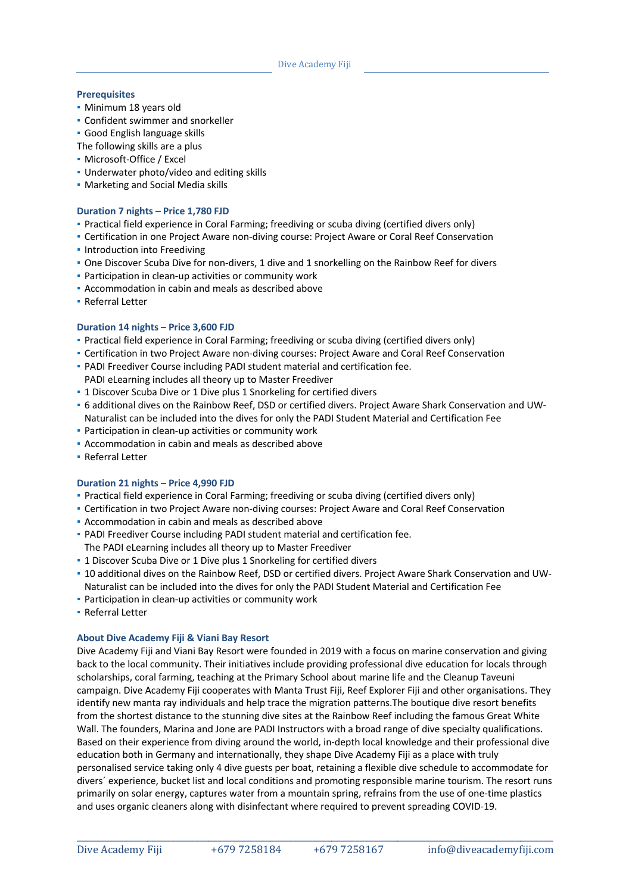### Prerequisites

- Minimum 18 years old
- Confident swimmer and snorkeller
- Good English language skills

The following skills are a plus

- Microsoft-Office / Excel
- Underwater photo/video and editing skills
- Marketing and Social Media skills

### Duration 7 nights – Price 1,780 FJD

- Practical field experience in Coral Farming; freediving or scuba diving (certified divers only)
- Certification in one Project Aware non-diving course: Project Aware or Coral Reef Conservation
- Introduction into Freediving
- One Discover Scuba Dive for non-divers, 1 dive and 1 snorkelling on the Rainbow Reef for divers
- Participation in clean-up activities or community work
- Accommodation in cabin and meals as described above
- Referral Letter

### Duration 14 nights – Price 3,600 FJD

- Practical field experience in Coral Farming; freediving or scuba diving (certified divers only)
- Certification in two Project Aware non-diving courses: Project Aware and Coral Reef Conservation
- PADI Freediver Course including PADI student material and certification fee.
  PADI eLearning includes all theory up to Master Freediver
- 1 Discover Scuba Dive or 1 Dive plus 1 Snorkeling for certified divers
- 6 additional dives on the Rainbow Reef, DSD or certified divers. Project Aware Shark Conservation and UW-Naturalist can be included into the dives for only the PADI Student Material and Certification Fee
- Participation in clean-up activities or community work
- Accommodation in cabin and meals as described above
- Referral Letter

### Duration 21 nights – Price 4,990 FJD

- Practical field experience in Coral Farming; freediving or scuba diving (certified divers only)
- Certification in two Project Aware non-diving courses: Project Aware and Coral Reef Conservation
- Accommodation in cabin and meals as described above
- PADI Freediver Course including PADI student material and certification fee.
  The PADI eLearning includes all theory up to Master Freediver
- 1 Discover Scuba Dive or 1 Dive plus 1 Snorkeling for certified divers
- 10 additional dives on the Rainbow Reef, DSD or certified divers. Project Aware Shark Conservation and UW-Naturalist can be included into the dives for only the PADI Student Material and Certification Fee
- Participation in clean-up activities or community work
- Referral Letter

### About Dive Academy Fiji & Viani Bay Resort

Dive Academy Fiji and Viani Bay Resort were founded in 2019 with a focus on marine conservation and giving back to the local community. Their initiatives include providing professional dive education for locals through scholarships, coral farming, teaching at the Primary School about marine life and the Cleanup Taveuni campaign. Dive Academy Fiji cooperates with Manta Trust Fiji, Reef Explorer Fiji and other organisations. They identify new manta ray individuals and help trace the migration patterns.The boutique dive resort benefits from the shortest distance to the stunning dive sites at the Rainbow Reef including the famous Great White Wall. The founders, Marina and Jone are PADI Instructors with a broad range of dive specialty qualifications. Based on their experience from diving around the world, in-depth local knowledge and their professional dive education both in Germany and internationally, they shape Dive Academy Fiji as a place with truly personalised service taking only 4 dive guests per boat, retaining a flexible dive schedule to accommodate for divers´ experience, bucket list and local conditions and promoting responsible marine tourism. The resort runs primarily on solar energy, captures water from a mountain spring, refrains from the use of one-time plastics and uses organic cleaners along with disinfectant where required to prevent spreading COVID-19.

Dive Academy Fiji +679 7258184 +679 7258167 info@diveacademyfiji.com